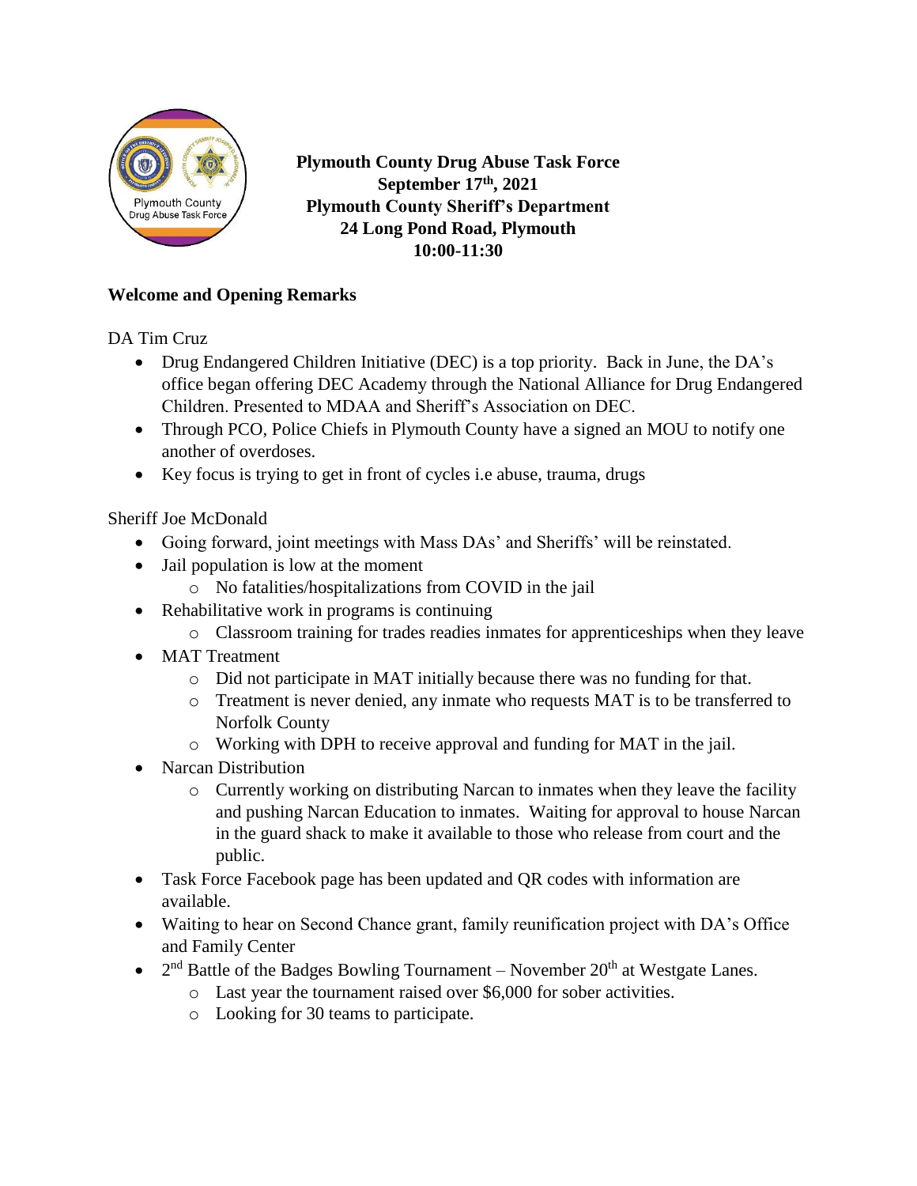**Plymouth County Drug Abuse Task Force**
**September 17th, 2021**
**Plymouth County Sheriff's Department**
**24 Long Pond Road, Plymouth**
**10:00-11:30**

## Welcome and Opening Remarks

DA Tim Cruz

- Drug Endangered Children Initiative (DEC) is a top priority. Back in June, the DA's office began offering DEC Academy through the National Alliance for Drug Endangered Children. Presented to MDAA and Sheriff's Association on DEC.
- Through PCO, Police Chiefs in Plymouth County have a signed an MOU to notify one another of overdoses.
- Key focus is trying to get in front of cycles i.e abuse, trauma, drugs

Sheriff Joe McDonald

- Going forward, joint meetings with Mass DAs' and Sheriffs' will be reinstated.
- Jail population is low at the moment
  - No fatalities/hospitalizations from COVID in the jail
- Rehabilitative work in programs is continuing
  - Classroom training for trades readies inmates for apprenticeships when they leave
- MAT Treatment
  - Did not participate in MAT initially because there was no funding for that.
  - Treatment is never denied, any inmate who requests MAT is to be transferred to Norfolk County
  - Working with DPH to receive approval and funding for MAT in the jail.
- Narcan Distribution
  - Currently working on distributing Narcan to inmates when they leave the facility and pushing Narcan Education to inmates. Waiting for approval to house Narcan in the guard shack to make it available to those who release from court and the public.
- Task Force Facebook page has been updated and QR codes with information are available.
- Waiting to hear on Second Chance grant, family reunification project with DA's Office and Family Center
- 2nd Battle of the Badges Bowling Tournament – November 20th at Westgate Lanes.
  - Last year the tournament raised over $6,000 for sober activities.
  - Looking for 30 teams to participate.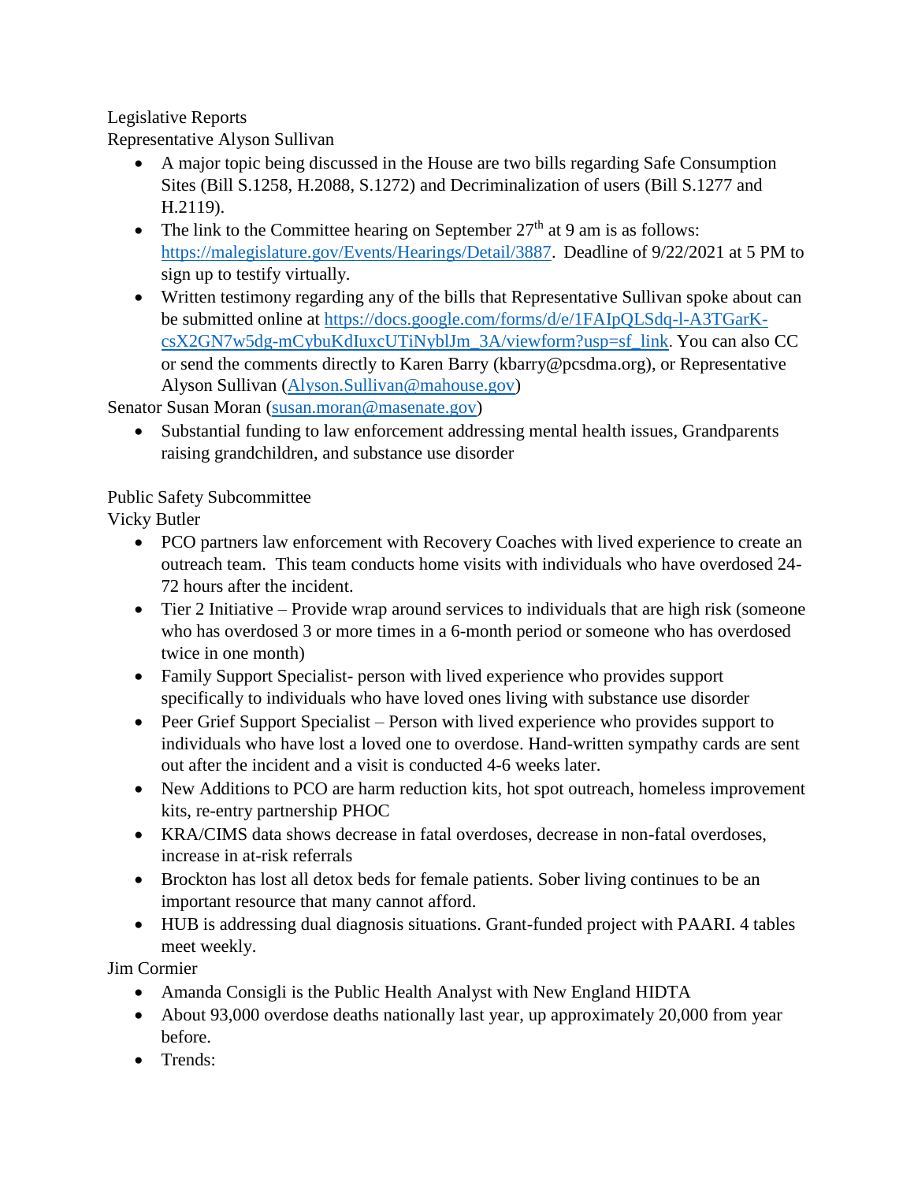Legislative Reports

Representative Alyson Sullivan

- A major topic being discussed in the House are two bills regarding Safe Consumption Sites (Bill S.1258, H.2088, S.1272) and Decriminalization of users (Bill S.1277 and H.2119).
- The link to the Committee hearing on September 27th at 9 am is as follows: https://malegislature.gov/Events/Hearings/Detail/3887. Deadline of 9/22/2021 at 5 PM to sign up to testify virtually.
- Written testimony regarding any of the bills that Representative Sullivan spoke about can be submitted online at https://docs.google.com/forms/d/e/1FAIpQLSdq-l-A3TGarK-csX2GN7w5dg-mCybuKdIuxcUTiNyblJm_3A/viewform?usp=sf_link. You can also CC or send the comments directly to Karen Barry (kbarry@pcsdma.org), or Representative Alyson Sullivan (Alyson.Sullivan@mahouse.gov)

Senator Susan Moran (susan.moran@masenate.gov)

- Substantial funding to law enforcement addressing mental health issues, Grandparents raising grandchildren, and substance use disorder

Public Safety Subcommittee

Vicky Butler

- PCO partners law enforcement with Recovery Coaches with lived experience to create an outreach team. This team conducts home visits with individuals who have overdosed 24-72 hours after the incident.
- Tier 2 Initiative – Provide wrap around services to individuals that are high risk (someone who has overdosed 3 or more times in a 6-month period or someone who has overdosed twice in one month)
- Family Support Specialist- person with lived experience who provides support specifically to individuals who have loved ones living with substance use disorder
- Peer Grief Support Specialist – Person with lived experience who provides support to individuals who have lost a loved one to overdose. Hand-written sympathy cards are sent out after the incident and a visit is conducted 4-6 weeks later.
- New Additions to PCO are harm reduction kits, hot spot outreach, homeless improvement kits, re-entry partnership PHOC
- KRA/CIMS data shows decrease in fatal overdoses, decrease in non-fatal overdoses, increase in at-risk referrals
- Brockton has lost all detox beds for female patients. Sober living continues to be an important resource that many cannot afford.
- HUB is addressing dual diagnosis situations. Grant-funded project with PAARI. 4 tables meet weekly.

Jim Cormier

- Amanda Consigli is the Public Health Analyst with New England HIDTA
- About 93,000 overdose deaths nationally last year, up approximately 20,000 from year before.
- Trends: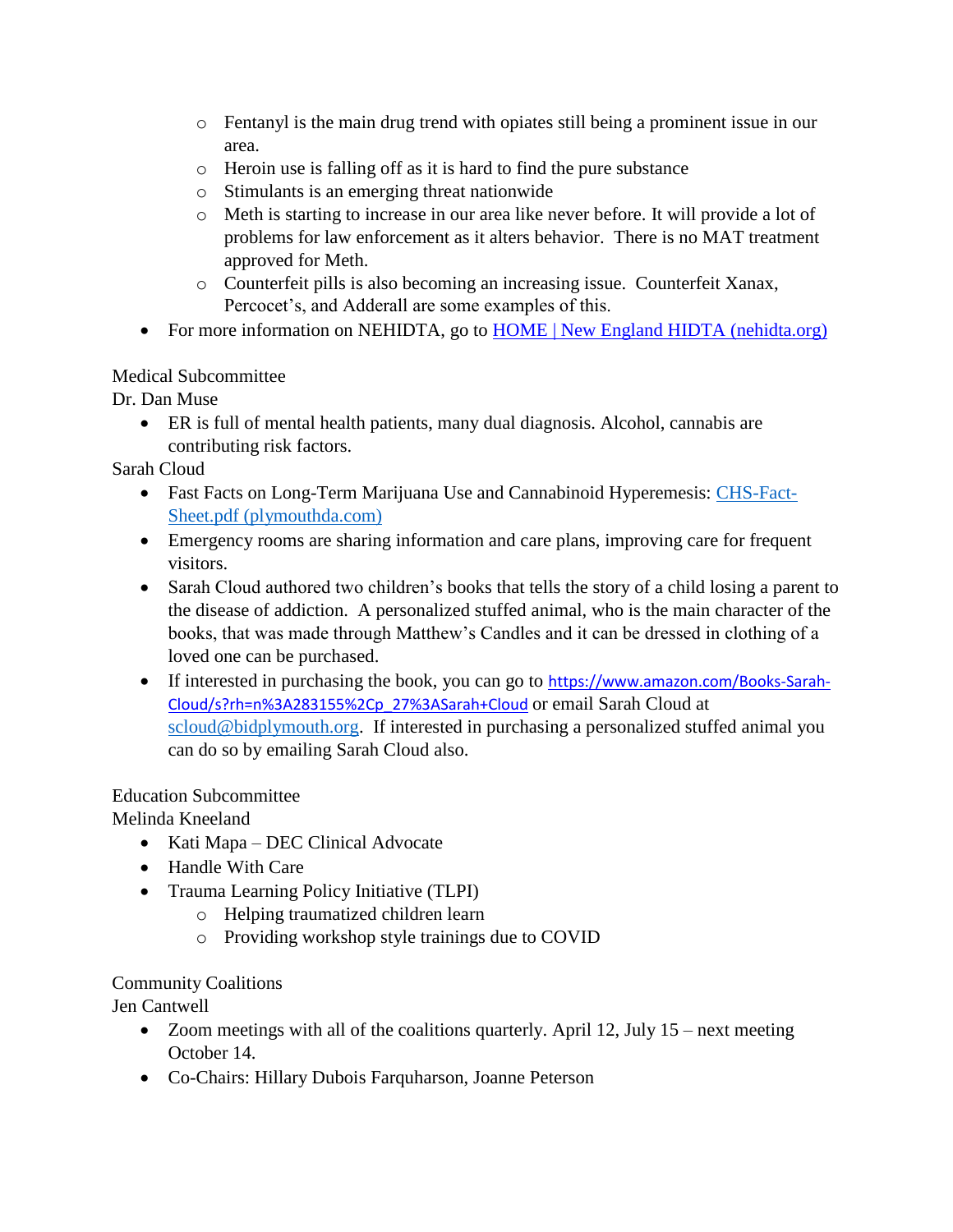- Fentanyl is the main drug trend with opiates still being a prominent issue in our area.
  - Heroin use is falling off as it is hard to find the pure substance
  - Stimulants is an emerging threat nationwide
  - Meth is starting to increase in our area like never before. It will provide a lot of problems for law enforcement as it alters behavior. There is no MAT treatment approved for Meth.
  - Counterfeit pills is also becoming an increasing issue. Counterfeit Xanax, Percocet's, and Adderall are some examples of this.
- For more information on NEHIDTA, go to [HOME | New England HIDTA (nehidta.org)](nehidta.org)

Medical Subcommittee

Dr. Dan Muse

- ER is full of mental health patients, many dual diagnosis. Alcohol, cannabis are contributing risk factors.

Sarah Cloud

- Fast Facts on Long-Term Marijuana Use and Cannabinoid Hyperemesis: [CHS-Fact-Sheet.pdf (plymouthda.com)](plymouthda.com)
- Emergency rooms are sharing information and care plans, improving care for frequent visitors.
- Sarah Cloud authored two children's books that tells the story of a child losing a parent to the disease of addiction. A personalized stuffed animal, who is the main character of the books, that was made through Matthew's Candles and it can be dressed in clothing of a loved one can be purchased.
- If interested in purchasing the book, you can go to https://www.amazon.com/Books-Sarah-Cloud/s?rh=n%3A283155%2Cp_27%3ASarah+Cloud or email Sarah Cloud at scloud@bidplymouth.org. If interested in purchasing a personalized stuffed animal you can do so by emailing Sarah Cloud also.

Education Subcommittee

Melinda Kneeland

- Kati Mapa – DEC Clinical Advocate
- Handle With Care
- Trauma Learning Policy Initiative (TLPI)
  - Helping traumatized children learn
  - Providing workshop style trainings due to COVID

Community Coalitions

Jen Cantwell

- Zoom meetings with all of the coalitions quarterly. April 12, July 15 – next meeting October 14.
- Co-Chairs: Hillary Dubois Farquharson, Joanne Peterson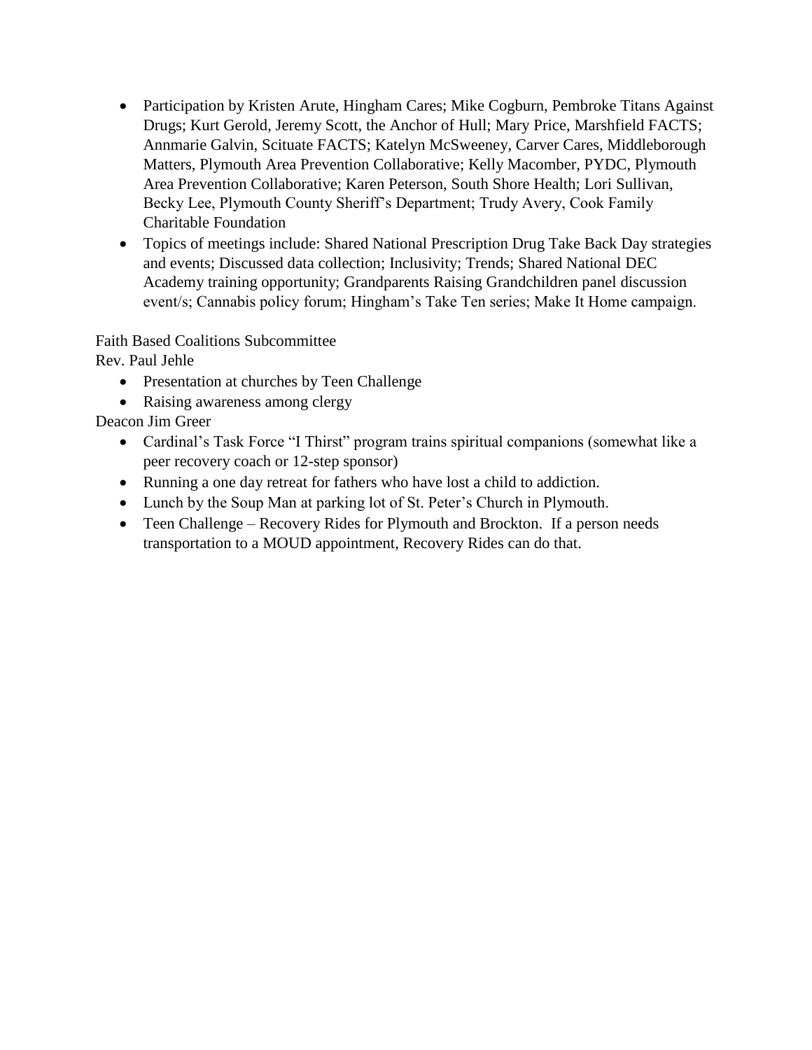- Participation by Kristen Arute, Hingham Cares; Mike Cogburn, Pembroke Titans Against Drugs; Kurt Gerold, Jeremy Scott, the Anchor of Hull; Mary Price, Marshfield FACTS; Annmarie Galvin, Scituate FACTS; Katelyn McSweeney, Carver Cares, Middleborough Matters, Plymouth Area Prevention Collaborative; Kelly Macomber, PYDC, Plymouth Area Prevention Collaborative; Karen Peterson, South Shore Health; Lori Sullivan, Becky Lee, Plymouth County Sheriff's Department; Trudy Avery, Cook Family Charitable Foundation
- Topics of meetings include: Shared National Prescription Drug Take Back Day strategies and events; Discussed data collection; Inclusivity; Trends; Shared National DEC Academy training opportunity; Grandparents Raising Grandchildren panel discussion event/s; Cannabis policy forum; Hingham's Take Ten series; Make It Home campaign.

Faith Based Coalitions Subcommittee

Rev. Paul Jehle

- Presentation at churches by Teen Challenge
- Raising awareness among clergy

Deacon Jim Greer

- Cardinal's Task Force "I Thirst" program trains spiritual companions (somewhat like a peer recovery coach or 12-step sponsor)
- Running a one day retreat for fathers who have lost a child to addiction.
- Lunch by the Soup Man at parking lot of St. Peter's Church in Plymouth.
- Teen Challenge – Recovery Rides for Plymouth and Brockton. If a person needs transportation to a MOUD appointment, Recovery Rides can do that.